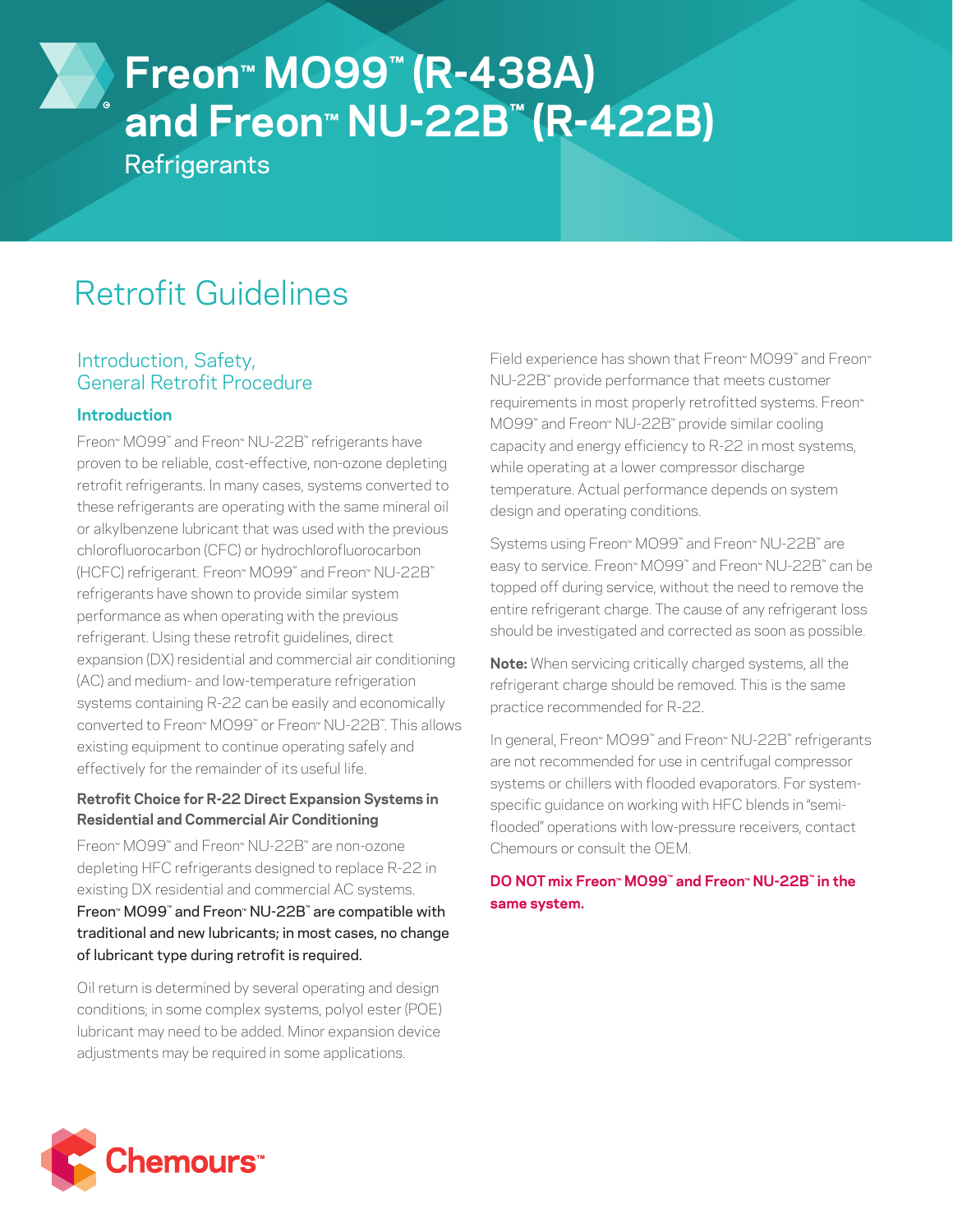# Freon™ MO99™ (R-438A) and Freon™ NU-22B™ (R-422B)

Refrigerants

## Retrofit Guidelines

### Introduction, Safety, General Retrofit Procedure

#### Introduction

Freon™ MO99™ and Freon™ NU-22B™ refrigerants have proven to be reliable, cost-effective, non-ozone depleting retrofit refrigerants. In many cases, systems converted to these refrigerants are operating with the same mineral oil or alkylbenzene lubricant that was used with the previous chlorofluorocarbon (CFC) or hydrochlorofluorocarbon (HCFC) refrigerant. Freon™ MO99™ and Freon™ NU-22B™ refrigerants have shown to provide similar system performance as when operating with the previous refrigerant. Using these retrofit guidelines, direct expansion (DX) residential and commercial air conditioning (AC) and medium- and low-temperature refrigeration systems containing R-22 can be easily and economically converted to Freon™ MO99™ or Freon™ NU-22B™. This allows existing equipment to continue operating safely and effectively for the remainder of its useful life.

**Retrofit Choice for R-22 Direct Expansion Systems in Residential and Commercial Air Conditioning**

Freon™ MO99™ and Freon™ NU-22B™ are non-ozone depleting HFC refrigerants designed to replace R-22 in existing DX residential and commercial AC systems. Freon™ MO99™ and Freon™ NU-22B™ are compatible with traditional and new lubricants; in most cases, no change of lubricant type during retrofit is required.

Oil return is determined by several operating and design conditions; in some complex systems, polyol ester (POE) lubricant may need to be added. Minor expansion device adjustments may be required in some applications.

Field experience has shown that Freon™ MO99™ and Freon™ NU-22B™ provide performance that meets customer requirements in most properly retrofitted systems. Freon™ MO99™ and Freon™ NU-22B™ provide similar cooling capacity and energy efficiency to R-22 in most systems, while operating at a lower compressor discharge temperature. Actual performance depends on system design and operating conditions.

Systems using Freon™ MO99™ and Freon™ NU-22B™ are easy to service. Freon™ MO99™ and Freon™ NU-22B™ can be topped off during service, without the need to remove the entire refrigerant charge. The cause of any refrigerant loss should be investigated and corrected as soon as possible.

**Note:** When servicing critically charged systems, all the refrigerant charge should be removed. This is the same practice recommended for R-22.

In general, Freon™ MO99™ and Freon™ NU-22B™ refrigerants are not recommended for use in centrifugal compressor systems or chillers with flooded evaporators. For system-specific guidance on working with HFC blends in "semi-flooded" operations with low-pressure receivers, contact Chemours or consult the OEM.

**DO NOT mix Freon™ MO99™ and Freon™ NU-22B™ in the same system.**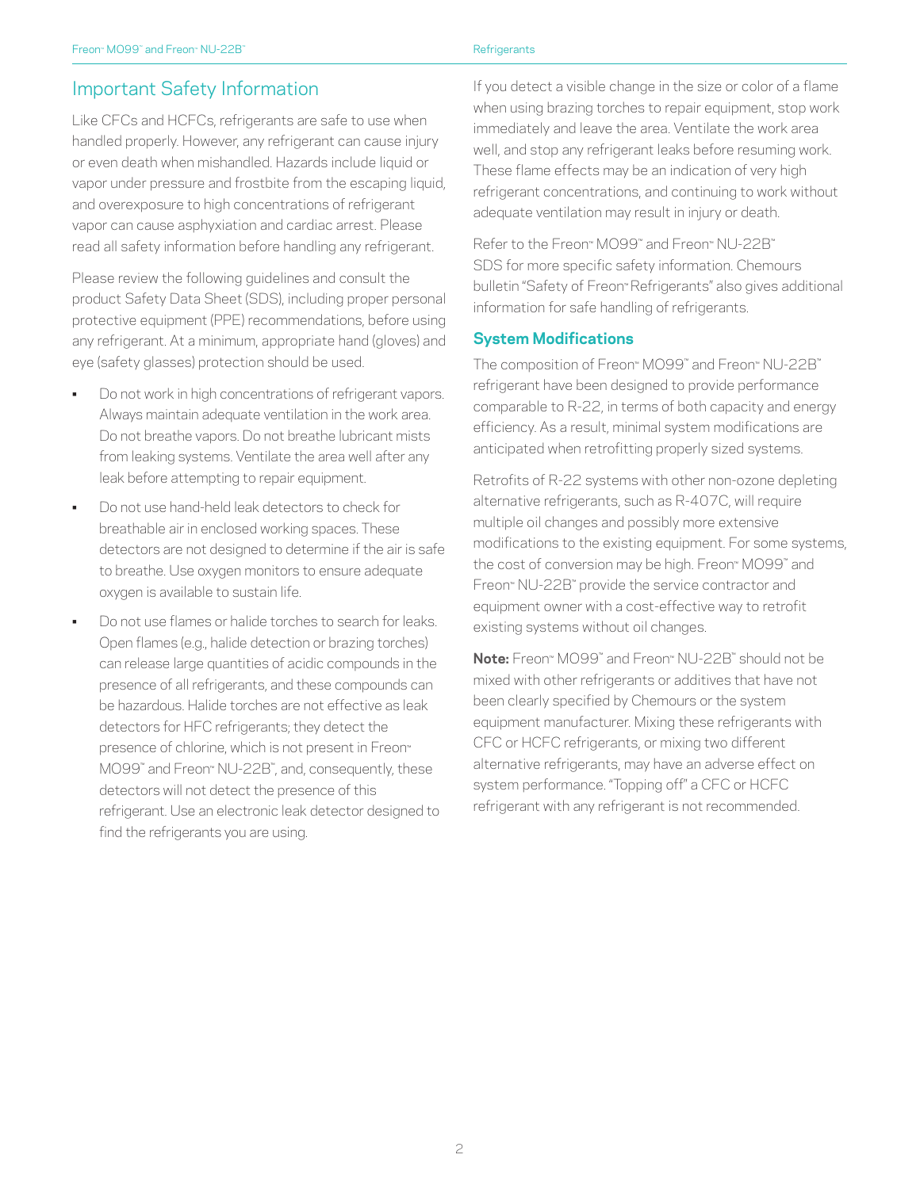## Important Safety Information

Like CFCs and HCFCs, refrigerants are safe to use when handled properly. However, any refrigerant can cause injury or even death when mishandled. Hazards include liquid or vapor under pressure and frostbite from the escaping liquid, and overexposure to high concentrations of refrigerant vapor can cause asphyxiation and cardiac arrest. Please read all safety information before handling any refrigerant.

Please review the following guidelines and consult the product Safety Data Sheet (SDS), including proper personal protective equipment (PPE) recommendations, before using any refrigerant. At a minimum, appropriate hand (gloves) and eye (safety glasses) protection should be used.

- Do not work in high concentrations of refrigerant vapors. Always maintain adequate ventilation in the work area. Do not breathe vapors. Do not breathe lubricant mists from leaking systems. Ventilate the area well after any leak before attempting to repair equipment.
- Do not use hand-held leak detectors to check for breathable air in enclosed working spaces. These detectors are not designed to determine if the air is safe to breathe. Use oxygen monitors to ensure adequate oxygen is available to sustain life.
- Do not use flames or halide torches to search for leaks. Open flames (e.g., halide detection or brazing torches) can release large quantities of acidic compounds in the presence of all refrigerants, and these compounds can be hazardous. Halide torches are not effective as leak detectors for HFC refrigerants; they detect the presence of chlorine, which is not present in Freon™ MO99™ and Freon™ NU-22B™, and, consequently, these detectors will not detect the presence of this refrigerant. Use an electronic leak detector designed to find the refrigerants you are using.

If you detect a visible change in the size or color of a flame when using brazing torches to repair equipment, stop work immediately and leave the area. Ventilate the work area well, and stop any refrigerant leaks before resuming work. These flame effects may be an indication of very high refrigerant concentrations, and continuing to work without adequate ventilation may result in injury or death.

Refer to the Freon™ MO99™ and Freon™ NU-22B™ SDS for more specific safety information. Chemours bulletin "Safety of Freon™ Refrigerants" also gives additional information for safe handling of refrigerants.

### System Modifications

The composition of Freon™ MO99™ and Freon™ NU-22B™ refrigerant have been designed to provide performance comparable to R-22, in terms of both capacity and energy efficiency. As a result, minimal system modifications are anticipated when retrofitting properly sized systems.

Retrofits of R-22 systems with other non-ozone depleting alternative refrigerants, such as R-407C, will require multiple oil changes and possibly more extensive modifications to the existing equipment. For some systems, the cost of conversion may be high. Freon™ MO99™ and Freon™ NU-22B™ provide the service contractor and equipment owner with a cost-effective way to retrofit existing systems without oil changes.

**Note:** Freon™ MO99™ and Freon™ NU-22B™ should not be mixed with other refrigerants or additives that have not been clearly specified by Chemours or the system equipment manufacturer. Mixing these refrigerants with CFC or HCFC refrigerants, or mixing two different alternative refrigerants, may have an adverse effect on system performance. "Topping off" a CFC or HCFC refrigerant with any refrigerant is not recommended.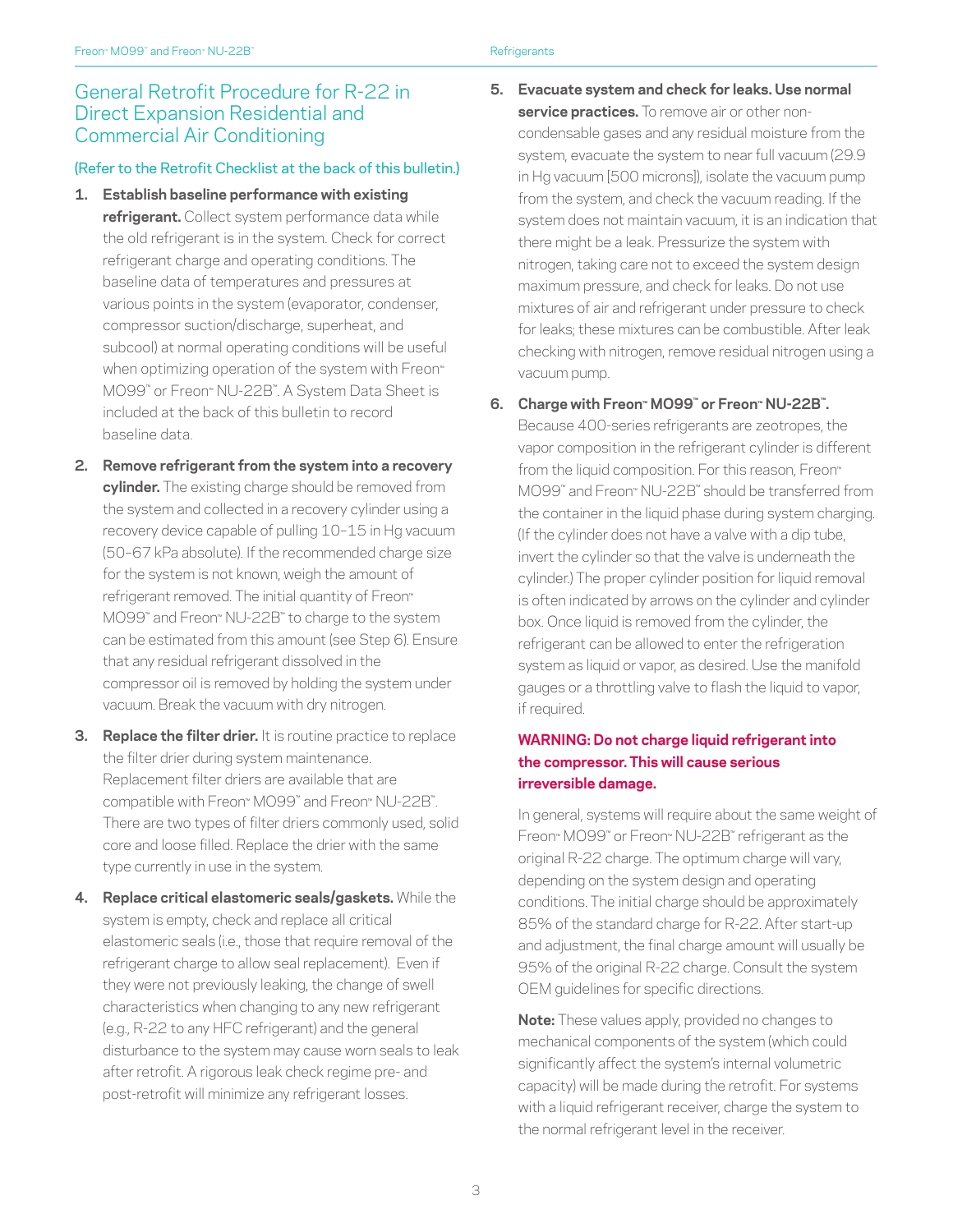## General Retrofit Procedure for R-22 in Direct Expansion Residential and Commercial Air Conditioning

(Refer to the Retrofit Checklist at the back of this bulletin.)

1. **Establish baseline performance with existing refrigerant.** Collect system performance data while the old refrigerant is in the system. Check for correct refrigerant charge and operating conditions. The baseline data of temperatures and pressures at various points in the system (evaporator, condenser, compressor suction/discharge, superheat, and subcool) at normal operating conditions will be useful when optimizing operation of the system with Freon™ MO99™ or Freon™ NU-22B™. A System Data Sheet is included at the back of this bulletin to record baseline data.

2. **Remove refrigerant from the system into a recovery cylinder.** The existing charge should be removed from the system and collected in a recovery cylinder using a recovery device capable of pulling 10–15 in Hg vacuum (50–67 kPa absolute). If the recommended charge size for the system is not known, weigh the amount of refrigerant removed. The initial quantity of Freon™ MO99™ and Freon™ NU-22B™ to charge to the system can be estimated from this amount (see Step 6). Ensure that any residual refrigerant dissolved in the compressor oil is removed by holding the system under vacuum. Break the vacuum with dry nitrogen.

3. **Replace the filter drier.** It is routine practice to replace the filter drier during system maintenance. Replacement filter driers are available that are compatible with Freon™ MO99™ and Freon™ NU-22B™. There are two types of filter driers commonly used, solid core and loose filled. Replace the drier with the same type currently in use in the system.

4. **Replace critical elastomeric seals/gaskets.** While the system is empty, check and replace all critical elastomeric seals (i.e., those that require removal of the refrigerant charge to allow seal replacement). Even if they were not previously leaking, the change of swell characteristics when changing to any new refrigerant (e.g., R-22 to any HFC refrigerant) and the general disturbance to the system may cause worn seals to leak after retrofit. A rigorous leak check regime pre- and post-retrofit will minimize any refrigerant losses.

5. **Evacuate system and check for leaks. Use normal service practices.** To remove air or other non-condensable gases and any residual moisture from the system, evacuate the system to near full vacuum (29.9 in Hg vacuum [500 microns]), isolate the vacuum pump from the system, and check the vacuum reading. If the system does not maintain vacuum, it is an indication that there might be a leak. Pressurize the system with nitrogen, taking care not to exceed the system design maximum pressure, and check for leaks. Do not use mixtures of air and refrigerant under pressure to check for leaks; these mixtures can be combustible. After leak checking with nitrogen, remove residual nitrogen using a vacuum pump.

6. **Charge with Freon™ MO99™ or Freon™ NU-22B™.** Because 400-series refrigerants are zeotropes, the vapor composition in the refrigerant cylinder is different from the liquid composition. For this reason, Freon™ MO99™ and Freon™ NU-22B™ should be transferred from the container in the liquid phase during system charging. (If the cylinder does not have a valve with a dip tube, invert the cylinder so that the valve is underneath the cylinder.) The proper cylinder position for liquid removal is often indicated by arrows on the cylinder and cylinder box. Once liquid is removed from the cylinder, the refrigerant can be allowed to enter the refrigeration system as liquid or vapor, as desired. Use the manifold gauges or a throttling valve to flash the liquid to vapor, if required.

   **WARNING: Do not charge liquid refrigerant into the compressor. This will cause serious irreversible damage.**

   In general, systems will require about the same weight of Freon™ MO99™ or Freon™ NU-22B™ refrigerant as the original R-22 charge. The optimum charge will vary, depending on the system design and operating conditions. The initial charge should be approximately 85% of the standard charge for R-22. After start-up and adjustment, the final charge amount will usually be 95% of the original R-22 charge. Consult the system OEM guidelines for specific directions.

   **Note:** These values apply, provided no changes to mechanical components of the system (which could significantly affect the system's internal volumetric capacity) will be made during the retrofit. For systems with a liquid refrigerant receiver, charge the system to the normal refrigerant level in the receiver.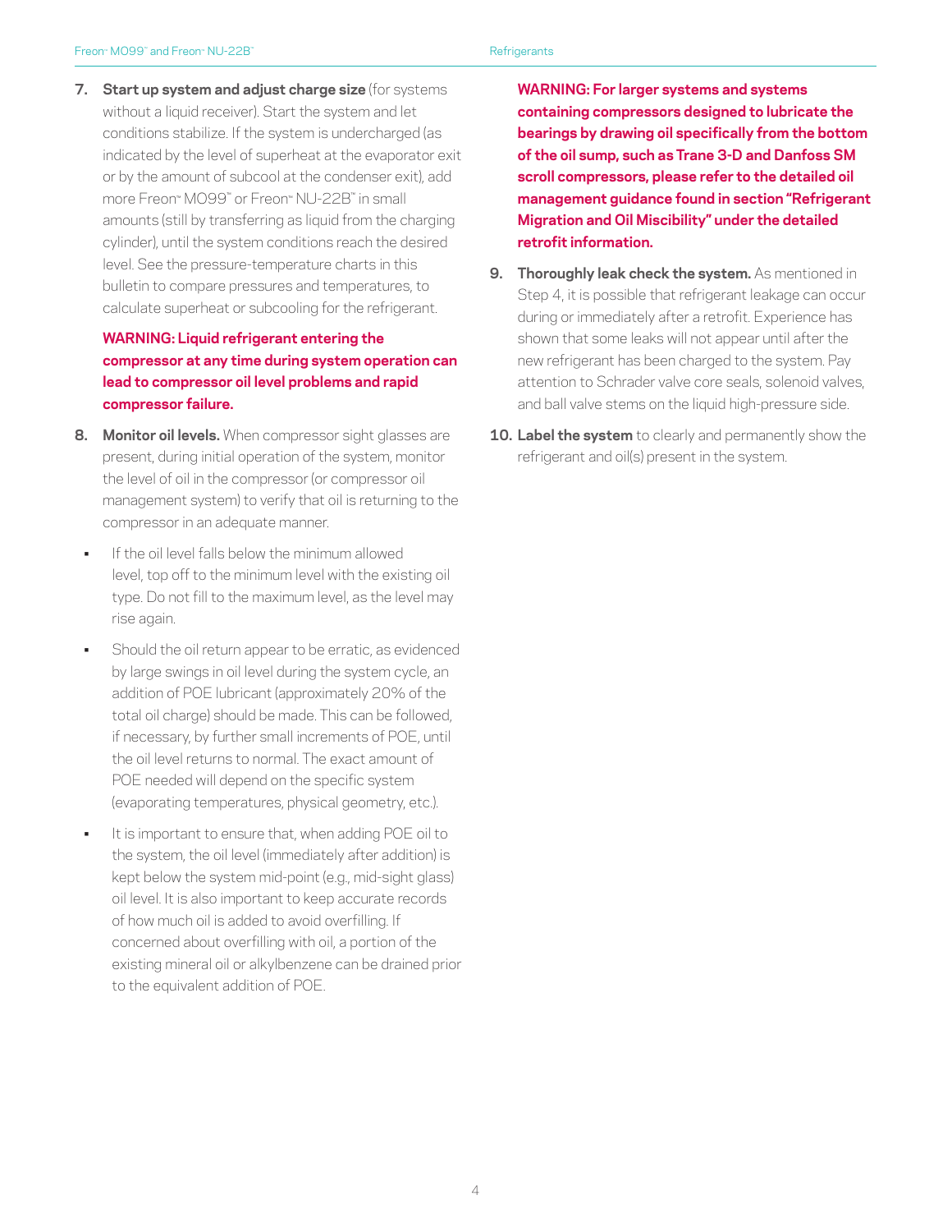7. **Start up system and adjust charge size** (for systems without a liquid receiver). Start the system and let conditions stabilize. If the system is undercharged (as indicated by the level of superheat at the evaporator exit or by the amount of subcool at the condenser exit), add more Freon™ MO99™ or Freon™ NU-22B™ in small amounts (still by transferring as liquid from the charging cylinder), until the system conditions reach the desired level. See the pressure-temperature charts in this bulletin to compare pressures and temperatures, to calculate superheat or subcooling for the refrigerant.

   **WARNING: Liquid refrigerant entering the compressor at any time during system operation can lead to compressor oil level problems and rapid compressor failure.**

8. **Monitor oil levels.** When compressor sight glasses are present, during initial operation of the system, monitor the level of oil in the compressor (or compressor oil management system) to verify that oil is returning to the compressor in an adequate manner.

   - If the oil level falls below the minimum allowed level, top off to the minimum level with the existing oil type. Do not fill to the maximum level, as the level may rise again.
   - Should the oil return appear to be erratic, as evidenced by large swings in oil level during the system cycle, an addition of POE lubricant (approximately 20% of the total oil charge) should be made. This can be followed, if necessary, by further small increments of POE, until the oil level returns to normal. The exact amount of POE needed will depend on the specific system (evaporating temperatures, physical geometry, etc.).
   - It is important to ensure that, when adding POE oil to the system, the oil level (immediately after addition) is kept below the system mid-point (e.g., mid-sight glass) oil level. It is also important to keep accurate records of how much oil is added to avoid overfilling. If concerned about overfilling with oil, a portion of the existing mineral oil or alkylbenzene can be drained prior to the equivalent addition of POE.

   **WARNING: For larger systems and systems containing compressors designed to lubricate the bearings by drawing oil specifically from the bottom of the oil sump, such as Trane 3-D and Danfoss SM scroll compressors, please refer to the detailed oil management guidance found in section "Refrigerant Migration and Oil Miscibility" under the detailed retrofit information.**

9. **Thoroughly leak check the system.** As mentioned in Step 4, it is possible that refrigerant leakage can occur during or immediately after a retrofit. Experience has shown that some leaks will not appear until after the new refrigerant has been charged to the system. Pay attention to Schrader valve core seals, solenoid valves, and ball valve stems on the liquid high-pressure side.

10. **Label the system** to clearly and permanently show the refrigerant and oil(s) present in the system.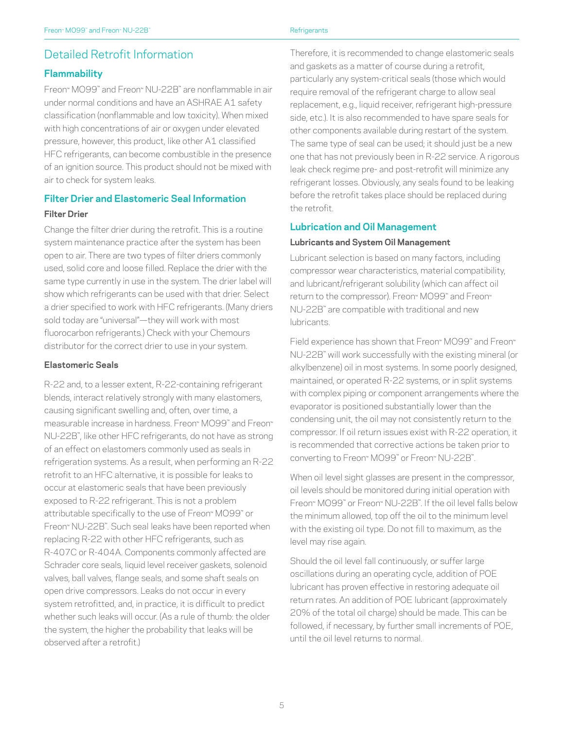# Detailed Retrofit Information

## Flammability

Freon™ MO99™ and Freon™ NU-22B™ are nonflammable in air under normal conditions and have an ASHRAE A1 safety classification (nonflammable and low toxicity). When mixed with high concentrations of air or oxygen under elevated pressure, however, this product, like other A1 classified HFC refrigerants, can become combustible in the presence of an ignition source. This product should not be mixed with air to check for system leaks.

## Filter Drier and Elastomeric Seal Information

### Filter Drier

Change the filter drier during the retrofit. This is a routine system maintenance practice after the system has been open to air. There are two types of filter driers commonly used, solid core and loose filled. Replace the drier with the same type currently in use in the system. The drier label will show which refrigerants can be used with that drier. Select a drier specified to work with HFC refrigerants. (Many driers sold today are "universal"—they will work with most fluorocarbon refrigerants.) Check with your Chemours distributor for the correct drier to use in your system.

### Elastomeric Seals

R-22 and, to a lesser extent, R-22-containing refrigerant blends, interact relatively strongly with many elastomers, causing significant swelling and, often, over time, a measurable increase in hardness. Freon™ MO99™ and Freon™ NU-22B™, like other HFC refrigerants, do not have as strong of an effect on elastomers commonly used as seals in refrigeration systems. As a result, when performing an R-22 retrofit to an HFC alternative, it is possible for leaks to occur at elastomeric seals that have been previously exposed to R-22 refrigerant. This is not a problem attributable specifically to the use of Freon™ MO99™ or Freon™ NU-22B™. Such seal leaks have been reported when replacing R-22 with other HFC refrigerants, such as R-407C or R-404A. Components commonly affected are Schrader core seals, liquid level receiver gaskets, solenoid valves, ball valves, flange seals, and some shaft seals on open drive compressors. Leaks do not occur in every system retrofitted, and, in practice, it is difficult to predict whether such leaks will occur. (As a rule of thumb: the older the system, the higher the probability that leaks will be observed after a retrofit.)

Therefore, it is recommended to change elastomeric seals and gaskets as a matter of course during a retrofit, particularly any system-critical seals (those which would require removal of the refrigerant charge to allow seal replacement, e.g., liquid receiver, refrigerant high-pressure side, etc.). It is also recommended to have spare seals for other components available during restart of the system. The same type of seal can be used; it should just be a new one that has not previously been in R-22 service. A rigorous leak check regime pre- and post-retrofit will minimize any refrigerant losses. Obviously, any seals found to be leaking before the retrofit takes place should be replaced during the retrofit.

## Lubrication and Oil Management

### Lubricants and System Oil Management

Lubricant selection is based on many factors, including compressor wear characteristics, material compatibility, and lubricant/refrigerant solubility (which can affect oil return to the compressor). Freon™ MO99™ and Freon™ NU-22B™ are compatible with traditional and new lubricants.

Field experience has shown that Freon™ MO99™ and Freon™ NU-22B™ will work successfully with the existing mineral (or alkylbenzene) oil in most systems. In some poorly designed, maintained, or operated R-22 systems, or in split systems with complex piping or component arrangements where the evaporator is positioned substantially lower than the condensing unit, the oil may not consistently return to the compressor. If oil return issues exist with R-22 operation, it is recommended that corrective actions be taken prior to converting to Freon™ MO99™ or Freon™ NU-22B™.

When oil level sight glasses are present in the compressor, oil levels should be monitored during initial operation with Freon™ MO99™ or Freon™ NU-22B™. If the oil level falls below the minimum allowed, top off the oil to the minimum level with the existing oil type. Do not fill to maximum, as the level may rise again.

Should the oil level fall continuously, or suffer large oscillations during an operating cycle, addition of POE lubricant has proven effective in restoring adequate oil return rates. An addition of POE lubricant (approximately 20% of the total oil charge) should be made. This can be followed, if necessary, by further small increments of POE, until the oil level returns to normal.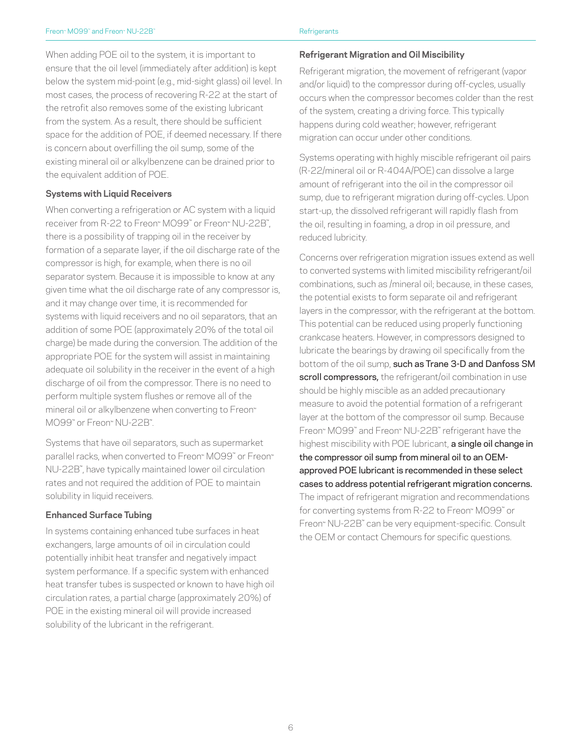When adding POE oil to the system, it is important to ensure that the oil level (immediately after addition) is kept below the system mid-point (e.g., mid-sight glass) oil level. In most cases, the process of recovering R-22 at the start of the retrofit also removes some of the existing lubricant from the system. As a result, there should be sufficient space for the addition of POE, if deemed necessary. If there is concern about overfilling the oil sump, some of the existing mineral oil or alkylbenzene can be drained prior to the equivalent addition of POE.

### Systems with Liquid Receivers

When converting a refrigeration or AC system with a liquid receiver from R-22 to Freon™ MO99™ or Freon™ NU-22B™, there is a possibility of trapping oil in the receiver by formation of a separate layer, if the oil discharge rate of the compressor is high, for example, when there is no oil separator system. Because it is impossible to know at any given time what the oil discharge rate of any compressor is, and it may change over time, it is recommended for systems with liquid receivers and no oil separators, that an addition of some POE (approximately 20% of the total oil charge) be made during the conversion. The addition of the appropriate POE for the system will assist in maintaining adequate oil solubility in the receiver in the event of a high discharge of oil from the compressor. There is no need to perform multiple system flushes or remove all of the mineral oil or alkylbenzene when converting to Freon™ MO99™ or Freon™ NU-22B™.

Systems that have oil separators, such as supermarket parallel racks, when converted to Freon™ MO99™ or Freon™ NU-22B™, have typically maintained lower oil circulation rates and not required the addition of POE to maintain solubility in liquid receivers.

### Enhanced Surface Tubing

In systems containing enhanced tube surfaces in heat exchangers, large amounts of oil in circulation could potentially inhibit heat transfer and negatively impact system performance. If a specific system with enhanced heat transfer tubes is suspected or known to have high oil circulation rates, a partial charge (approximately 20%) of POE in the existing mineral oil will provide increased solubility of the lubricant in the refrigerant.

### Refrigerant Migration and Oil Miscibility

Refrigerant migration, the movement of refrigerant (vapor and/or liquid) to the compressor during off-cycles, usually occurs when the compressor becomes colder than the rest of the system, creating a driving force. This typically happens during cold weather; however, refrigerant migration can occur under other conditions.

Systems operating with highly miscible refrigerant oil pairs (R-22/mineral oil or R-404A/POE) can dissolve a large amount of refrigerant into the oil in the compressor oil sump, due to refrigerant migration during off-cycles. Upon start-up, the dissolved refrigerant will rapidly flash from the oil, resulting in foaming, a drop in oil pressure, and reduced lubricity.

Concerns over refrigeration migration issues extend as well to converted systems with limited miscibility refrigerant/oil combinations, such as /mineral oil; because, in these cases, the potential exists to form separate oil and refrigerant layers in the compressor, with the refrigerant at the bottom. This potential can be reduced using properly functioning crankcase heaters. However, in compressors designed to lubricate the bearings by drawing oil specifically from the bottom of the oil sump, **such as Trane 3-D and Danfoss SM scroll compressors,** the refrigerant/oil combination in use should be highly miscible as an added precautionary measure to avoid the potential formation of a refrigerant layer at the bottom of the compressor oil sump. Because Freon™ MO99™ and Freon™ NU-22B™ refrigerant have the highest miscibility with POE lubricant, **a single oil change in the compressor oil sump from mineral oil to an OEM-approved POE lubricant is recommended in these select cases to address potential refrigerant migration concerns.** The impact of refrigerant migration and recommendations for converting systems from R-22 to Freon™ MO99™ or Freon™ NU-22B™ can be very equipment-specific. Consult the OEM or contact Chemours for specific questions.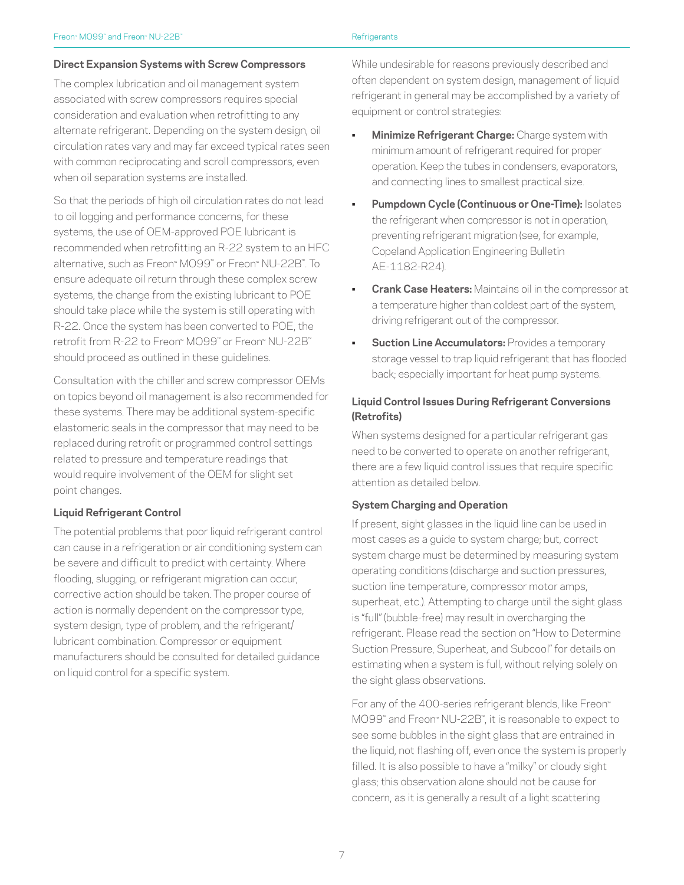### Direct Expansion Systems with Screw Compressors

The complex lubrication and oil management system associated with screw compressors requires special consideration and evaluation when retrofitting to any alternate refrigerant. Depending on the system design, oil circulation rates vary and may far exceed typical rates seen with common reciprocating and scroll compressors, even when oil separation systems are installed.

So that the periods of high oil circulation rates do not lead to oil logging and performance concerns, for these systems, the use of OEM-approved POE lubricant is recommended when retrofitting an R-22 system to an HFC alternative, such as Freon™ MO99™ or Freon™ NU-22B™. To ensure adequate oil return through these complex screw systems, the change from the existing lubricant to POE should take place while the system is still operating with R-22. Once the system has been converted to POE, the retrofit from R-22 to Freon™ MO99™ or Freon™ NU-22B™ should proceed as outlined in these guidelines.

Consultation with the chiller and screw compressor OEMs on topics beyond oil management is also recommended for these systems. There may be additional system-specific elastomeric seals in the compressor that may need to be replaced during retrofit or programmed control settings related to pressure and temperature readings that would require involvement of the OEM for slight set point changes.

### Liquid Refrigerant Control

The potential problems that poor liquid refrigerant control can cause in a refrigeration or air conditioning system can be severe and difficult to predict with certainty. Where flooding, slugging, or refrigerant migration can occur, corrective action should be taken. The proper course of action is normally dependent on the compressor type, system design, type of problem, and the refrigerant/lubricant combination. Compressor or equipment manufacturers should be consulted for detailed guidance on liquid control for a specific system.

While undesirable for reasons previously described and often dependent on system design, management of liquid refrigerant in general may be accomplished by a variety of equipment or control strategies:

- **Minimize Refrigerant Charge:** Charge system with minimum amount of refrigerant required for proper operation. Keep the tubes in condensers, evaporators, and connecting lines to smallest practical size.
- **Pumpdown Cycle (Continuous or One-Time):** Isolates the refrigerant when compressor is not in operation, preventing refrigerant migration (see, for example, Copeland Application Engineering Bulletin AE-1182-R24).
- **Crank Case Heaters:** Maintains oil in the compressor at a temperature higher than coldest part of the system, driving refrigerant out of the compressor.
- **Suction Line Accumulators:** Provides a temporary storage vessel to trap liquid refrigerant that has flooded back; especially important for heat pump systems.

### Liquid Control Issues During Refrigerant Conversions (Retrofits)

When systems designed for a particular refrigerant gas need to be converted to operate on another refrigerant, there are a few liquid control issues that require specific attention as detailed below.

### System Charging and Operation

If present, sight glasses in the liquid line can be used in most cases as a guide to system charge; but, correct system charge must be determined by measuring system operating conditions (discharge and suction pressures, suction line temperature, compressor motor amps, superheat, etc.). Attempting to charge until the sight glass is "full" (bubble-free) may result in overcharging the refrigerant. Please read the section on "How to Determine Suction Pressure, Superheat, and Subcool" for details on estimating when a system is full, without relying solely on the sight glass observations.

For any of the 400-series refrigerant blends, like Freon™ MO99™ and Freon™ NU-22B™, it is reasonable to expect to see some bubbles in the sight glass that are entrained in the liquid, not flashing off, even once the system is properly filled. It is also possible to have a "milky" or cloudy sight glass; this observation alone should not be cause for concern, as it is generally a result of a light scattering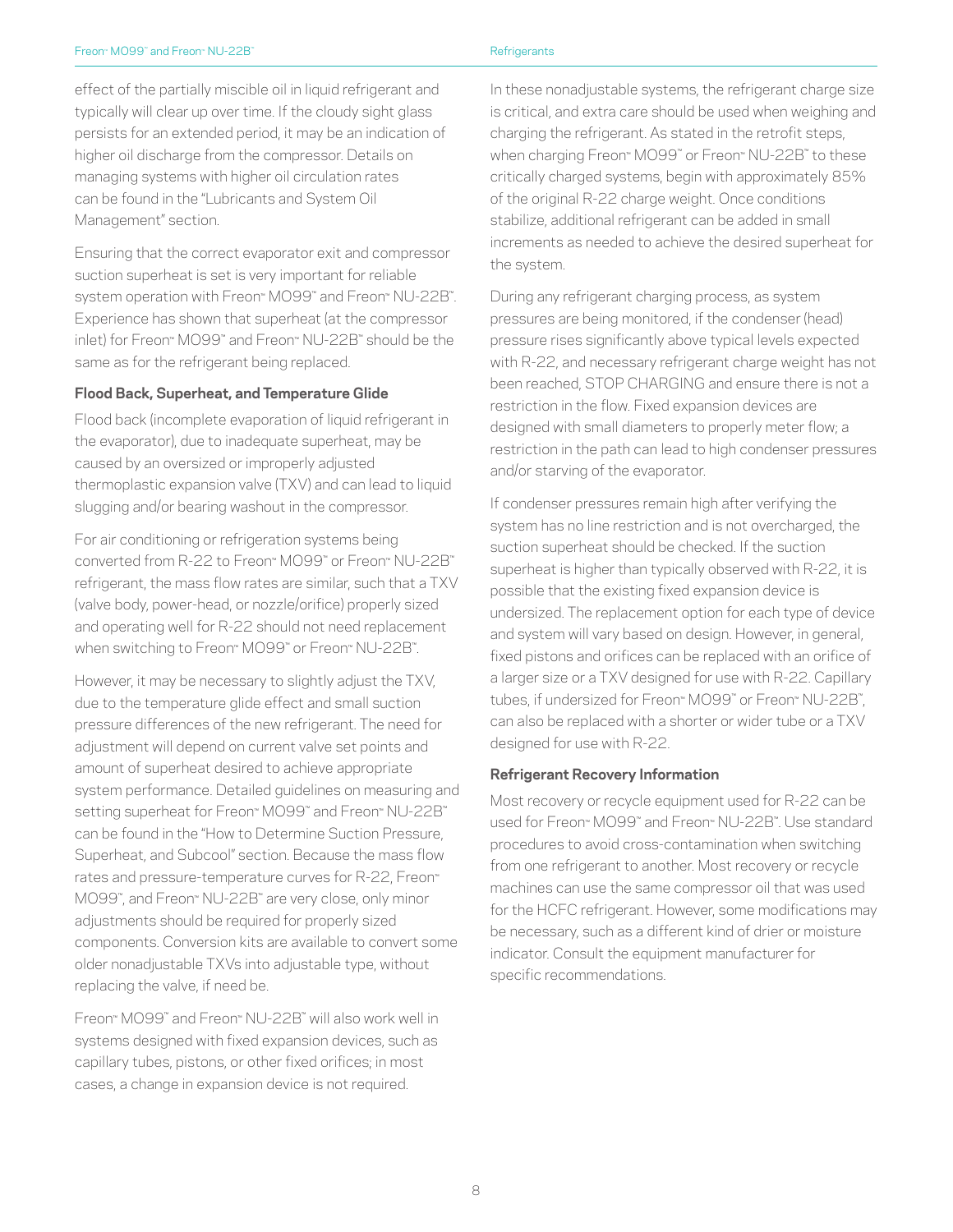effect of the partially miscible oil in liquid refrigerant and typically will clear up over time. If the cloudy sight glass persists for an extended period, it may be an indication of higher oil discharge from the compressor. Details on managing systems with higher oil circulation rates can be found in the "Lubricants and System Oil Management" section.

Ensuring that the correct evaporator exit and compressor suction superheat is set is very important for reliable system operation with Freon™ MO99™ and Freon™ NU-22B™. Experience has shown that superheat (at the compressor inlet) for Freon™ MO99™ and Freon™ NU-22B™ should be the same as for the refrigerant being replaced.

### Flood Back, Superheat, and Temperature Glide

Flood back (incomplete evaporation of liquid refrigerant in the evaporator), due to inadequate superheat, may be caused by an oversized or improperly adjusted thermoplastic expansion valve (TXV) and can lead to liquid slugging and/or bearing washout in the compressor.

For air conditioning or refrigeration systems being converted from R-22 to Freon™ MO99™ or Freon™ NU-22B™ refrigerant, the mass flow rates are similar, such that a TXV (valve body, power-head, or nozzle/orifice) properly sized and operating well for R-22 should not need replacement when switching to Freon™ MO99™ or Freon™ NU-22B™.

However, it may be necessary to slightly adjust the TXV, due to the temperature glide effect and small suction pressure differences of the new refrigerant. The need for adjustment will depend on current valve set points and amount of superheat desired to achieve appropriate system performance. Detailed guidelines on measuring and setting superheat for Freon™ MO99™ and Freon™ NU-22B™ can be found in the "How to Determine Suction Pressure, Superheat, and Subcool" section. Because the mass flow rates and pressure-temperature curves for R-22, Freon™ MO99™, and Freon™ NU-22B™ are very close, only minor adjustments should be required for properly sized components. Conversion kits are available to convert some older nonadjustable TXVs into adjustable type, without replacing the valve, if need be.

Freon™ MO99™ and Freon™ NU-22B™ will also work well in systems designed with fixed expansion devices, such as capillary tubes, pistons, or other fixed orifices; in most cases, a change in expansion device is not required.

In these nonadjustable systems, the refrigerant charge size is critical, and extra care should be used when weighing and charging the refrigerant. As stated in the retrofit steps, when charging Freon™ MO99™ or Freon™ NU-22B™ to these critically charged systems, begin with approximately 85% of the original R-22 charge weight. Once conditions stabilize, additional refrigerant can be added in small increments as needed to achieve the desired superheat for the system.

During any refrigerant charging process, as system pressures are being monitored, if the condenser (head) pressure rises significantly above typical levels expected with R-22, and necessary refrigerant charge weight has not been reached, STOP CHARGING and ensure there is not a restriction in the flow. Fixed expansion devices are designed with small diameters to properly meter flow; a restriction in the path can lead to high condenser pressures and/or starving of the evaporator.

If condenser pressures remain high after verifying the system has no line restriction and is not overcharged, the suction superheat should be checked. If the suction superheat is higher than typically observed with R-22, it is possible that the existing fixed expansion device is undersized. The replacement option for each type of device and system will vary based on design. However, in general, fixed pistons and orifices can be replaced with an orifice of a larger size or a TXV designed for use with R-22. Capillary tubes, if undersized for Freon™ MO99™ or Freon™ NU-22B™, can also be replaced with a shorter or wider tube or a TXV designed for use with R-22.

### Refrigerant Recovery Information

Most recovery or recycle equipment used for R-22 can be used for Freon™ MO99™ and Freon™ NU-22B™. Use standard procedures to avoid cross-contamination when switching from one refrigerant to another. Most recovery or recycle machines can use the same compressor oil that was used for the HCFC refrigerant. However, some modifications may be necessary, such as a different kind of drier or moisture indicator. Consult the equipment manufacturer for specific recommendations.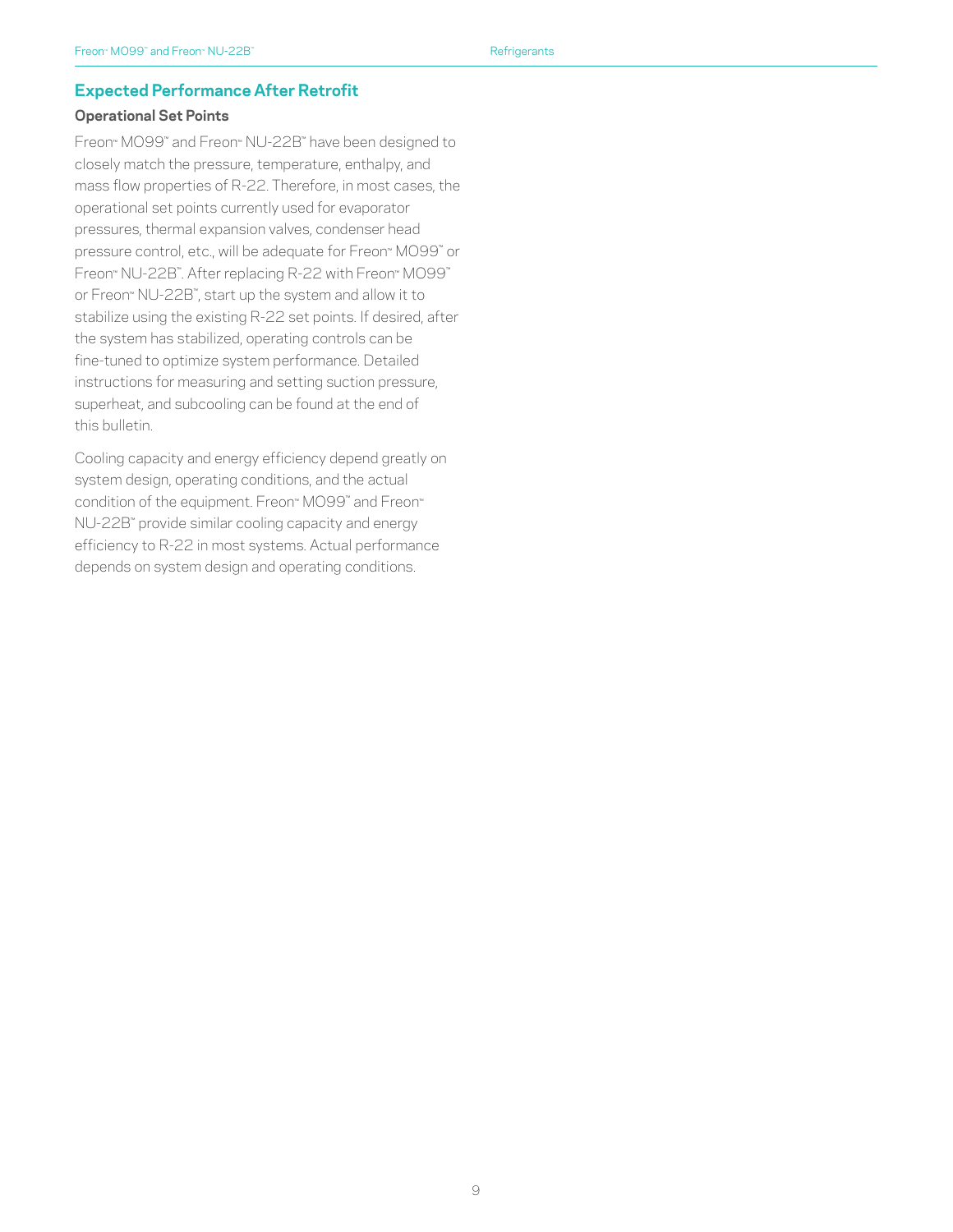## Expected Performance After Retrofit

### Operational Set Points

Freon™ MO99™ and Freon™ NU-22B™ have been designed to closely match the pressure, temperature, enthalpy, and mass flow properties of R-22. Therefore, in most cases, the operational set points currently used for evaporator pressures, thermal expansion valves, condenser head pressure control, etc., will be adequate for Freon™ MO99™ or Freon™ NU-22B™. After replacing R-22 with Freon™ MO99™ or Freon™ NU-22B™, start up the system and allow it to stabilize using the existing R-22 set points. If desired, after the system has stabilized, operating controls can be fine-tuned to optimize system performance. Detailed instructions for measuring and setting suction pressure, superheat, and subcooling can be found at the end of this bulletin.

Cooling capacity and energy efficiency depend greatly on system design, operating conditions, and the actual condition of the equipment. Freon™ MO99™ and Freon™ NU-22B™ provide similar cooling capacity and energy efficiency to R-22 in most systems. Actual performance depends on system design and operating conditions.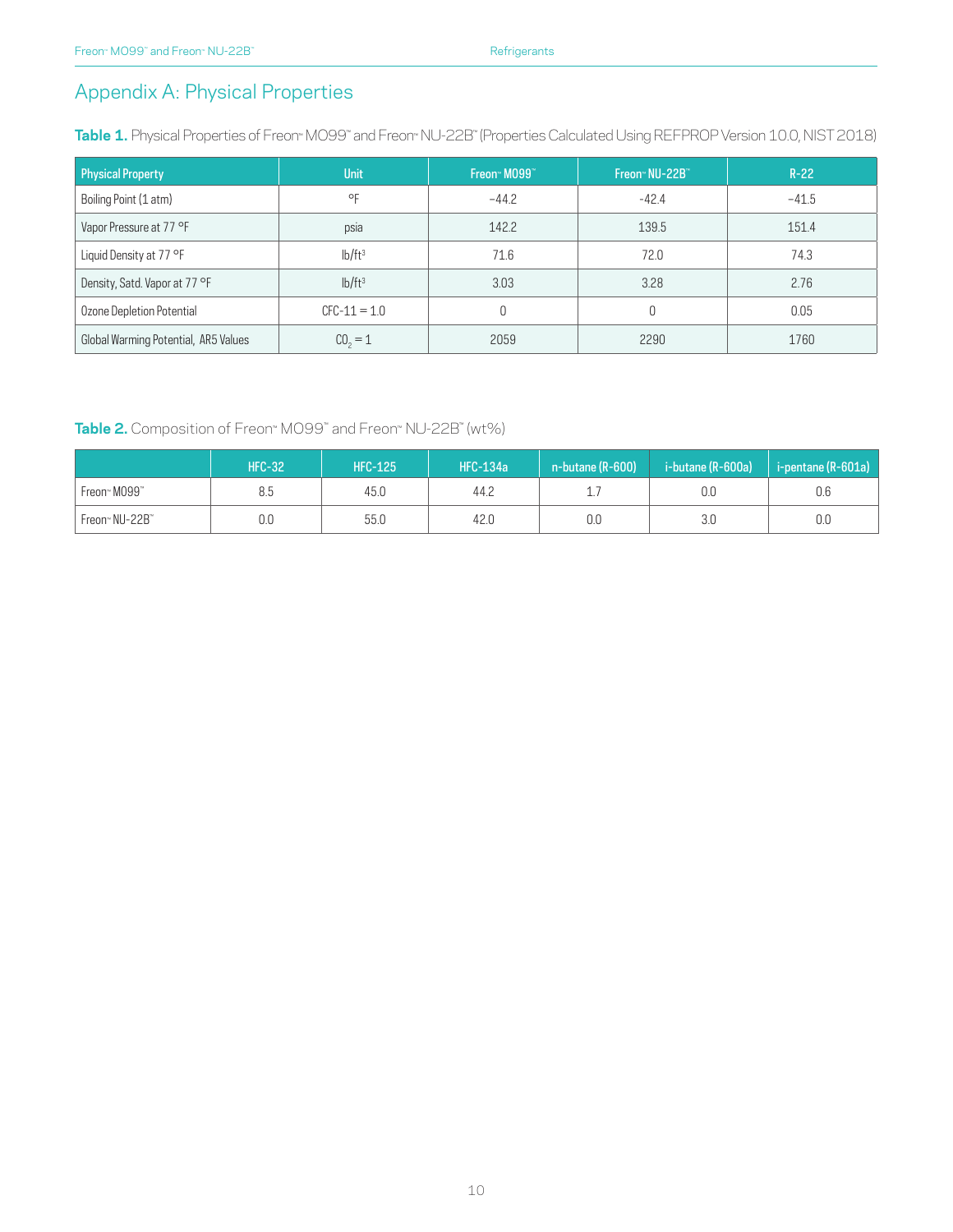## Appendix A: Physical Properties

**Table 1.** Physical Properties of Freon™ MO99™ and Freon™ NU-22B™ (Properties Calculated Using REFPROP Version 10.0, NIST 2018)

| Physical Property | Unit | Freon™ MO99™ | Freon™ NU-22B™ | R-22 |
|---|---|---|---|---|
| Boiling Point (1 atm) | °F | −44.2 | -42.4 | −41.5 |
| Vapor Pressure at 77 °F | psia | 142.2 | 139.5 | 151.4 |
| Liquid Density at 77 °F | lb/ft³ | 71.6 | 72.0 | 74.3 |
| Density, Satd. Vapor at 77 °F | lb/ft³ | 3.03 | 3.28 | 2.76 |
| Ozone Depletion Potential | CFC-11 = 1.0 | 0 | 0 | 0.05 |
| Global Warming Potential, AR5 Values | $CO_2$ = 1 | 2059 | 2290 | 1760 |

**Table 2.** Composition of Freon™ MO99™ and Freon™ NU-22B™ (wt%)

| | HFC-32 | HFC-125 | HFC-134a | n-butane (R-600) | i-butane (R-600a) | i-pentane (R-601a) |
|---|---|---|---|---|---|---|
| Freon™ MO99™ | 8.5 | 45.0 | 44.2 | 1.7 | 0.0 | 0.6 |
| Freon™ NU-22B™ | 0.0 | 55.0 | 42.0 | 0.0 | 3.0 | 0.0 |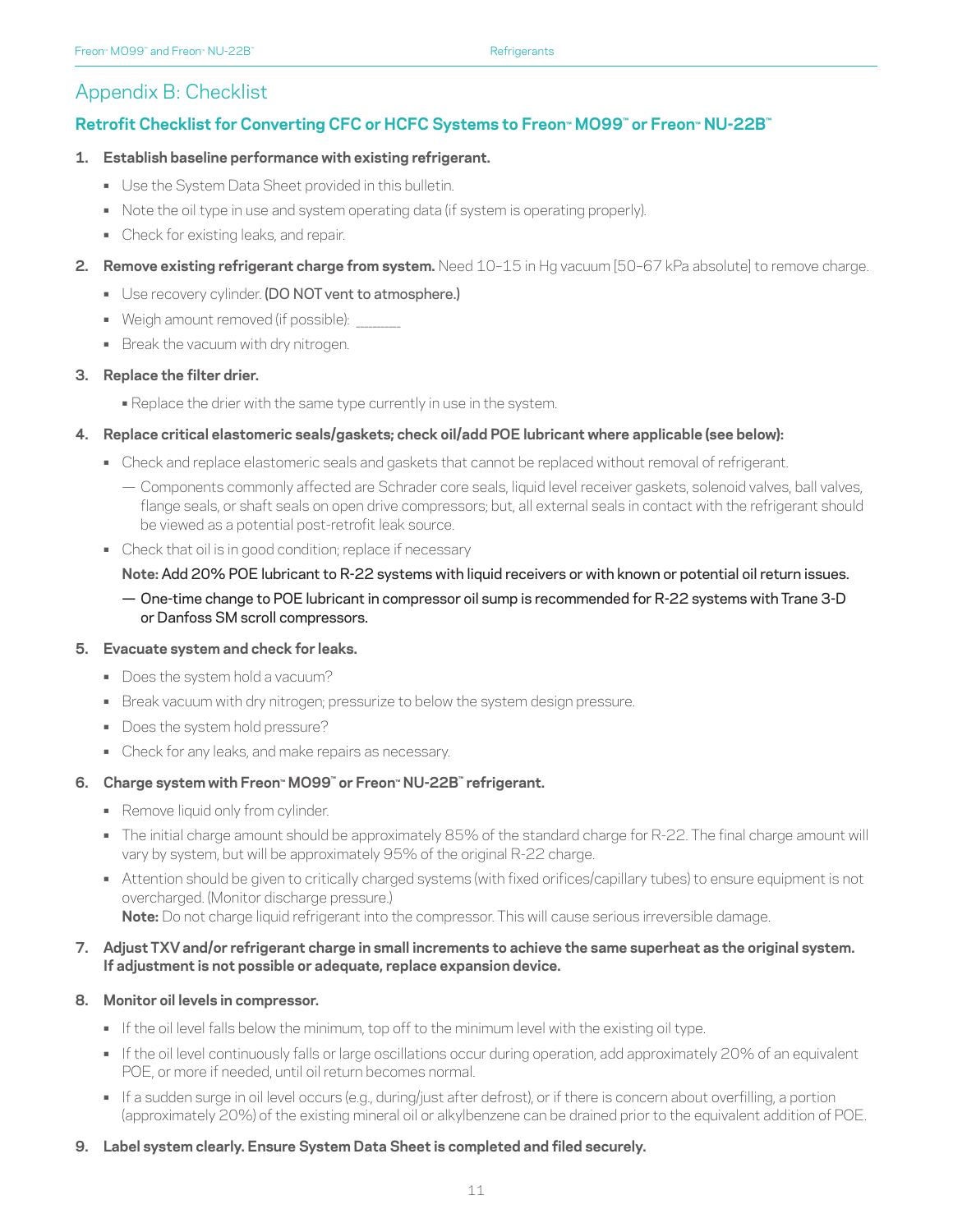## Appendix B: Checklist

### Retrofit Checklist for Converting CFC or HCFC Systems to Freon™ MO99™ or Freon™ NU-22B™

1. **Establish baseline performance with existing refrigerant.**
   - Use the System Data Sheet provided in this bulletin.
   - Note the oil type in use and system operating data (if system is operating properly).
   - Check for existing leaks, and repair.

2. **Remove existing refrigerant charge from system.** Need 10–15 in Hg vacuum [50–67 kPa absolute] to remove charge.
   - Use recovery cylinder. **(DO NOT vent to atmosphere.)**
   - Weigh amount removed (if possible): ________
   - Break the vacuum with dry nitrogen.

3. **Replace the filter drier.**
   - Replace the drier with the same type currently in use in the system.

4. **Replace critical elastomeric seals/gaskets; check oil/add POE lubricant where applicable (see below):**
   - Check and replace elastomeric seals and gaskets that cannot be replaced without removal of refrigerant.
     - Components commonly affected are Schrader core seals, liquid level receiver gaskets, solenoid valves, ball valves, flange seals, or shaft seals on open drive compressors; but, all external seals in contact with the refrigerant should be viewed as a potential post-retrofit leak source.
   - Check that oil is in good condition; replace if necessary

     **Note:** Add 20% POE lubricant to R-22 systems with liquid receivers or with known or potential oil return issues.

     - One-time change to POE lubricant in compressor oil sump is recommended for R-22 systems with Trane 3-D or Danfoss SM scroll compressors.

5. **Evacuate system and check for leaks.**
   - Does the system hold a vacuum?
   - Break vacuum with dry nitrogen; pressurize to below the system design pressure.
   - Does the system hold pressure?
   - Check for any leaks, and make repairs as necessary.

6. **Charge system with Freon™ MO99™ or Freon™ NU-22B™ refrigerant.**
   - Remove liquid only from cylinder.
   - The initial charge amount should be approximately 85% of the standard charge for R-22. The final charge amount will vary by system, but will be approximately 95% of the original R-22 charge.
   - Attention should be given to critically charged systems (with fixed orifices/capillary tubes) to ensure equipment is not overcharged. (Monitor discharge pressure.)

     **Note:** Do not charge liquid refrigerant into the compressor. This will cause serious irreversible damage.

7. **Adjust TXV and/or refrigerant charge in small increments to achieve the same superheat as the original system. If adjustment is not possible or adequate, replace expansion device.**

8. **Monitor oil levels in compressor.**
   - If the oil level falls below the minimum, top off to the minimum level with the existing oil type.
   - If the oil level continuously falls or large oscillations occur during operation, add approximately 20% of an equivalent POE, or more if needed, until oil return becomes normal.
   - If a sudden surge in oil level occurs (e.g., during/just after defrost), or if there is concern about overfilling, a portion (approximately 20%) of the existing mineral oil or alkylbenzene can be drained prior to the equivalent addition of POE.

9. **Label system clearly. Ensure System Data Sheet is completed and filed securely.**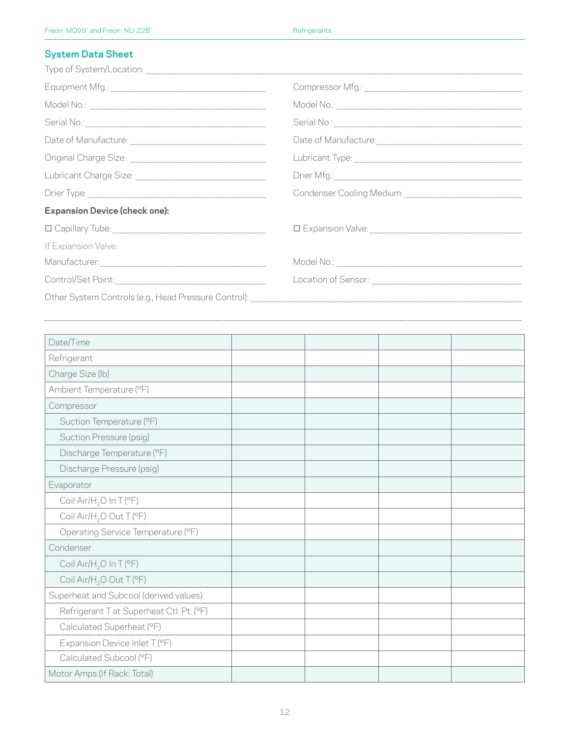## System Data Sheet

Type of System/Location: ______________________________________________

Equipment Mfg.: ______________________

Compressor Mfg.: ______________________

Model No.: ______________________

Model No.: ______________________

Serial No.: ______________________

Serial No.: ______________________

Date of Manufacture: ______________________

Date of Manufacture: ______________________

Original Charge Size: ______________________

Lubricant Type: ______________________

Lubricant Charge Size: ______________________

Drier Mfg.: ______________________

Drier Type: ______________________

Condenser Cooling Medium: ______________________

**Expansion Device (check one):**

☐ Capillary Tube: ______________________

☐ Expansion Valve: ______________________

If Expansion Valve:

Manufacturer: ______________________

Model No.: ______________________

Control/Set Point: ______________________

Location of Sensor: ______________________

Other System Controls (e.g., Head Pressure Control): ______________________________________________

______________________________________________________________________________

| Date/Time | | | | |
|---|---|---|---|---|
| Refrigerant | | | | |
| Charge Size (lb) | | | | |
| Ambient Temperature (°F) | | | | |
| Compressor | | | | |
| Suction Temperature (°F) | | | | |
| Suction Pressure (psig) | | | | |
| Discharge Temperature (°F) | | | | |
| Discharge Pressure (psig) | | | | |
| Evaporator | | | | |
| Coil Air/$H_2O$ In T (°F) | | | | |
| Coil Air/$H_2O$ Out T (°F) | | | | |
| Operating Service Temperature (°F) | | | | |
| Condenser | | | | |
| Coil Air/$H_2O$ In T (°F) | | | | |
| Coil Air/$H_2O$ Out T (°F) | | | | |
| Superheat and Subcool (derived values) | | | | |
| Refrigerant T at Superheat Ctl. Pt. (°F) | | | | |
| Calculated Superheat (°F) | | | | |
| Expansion Device Inlet T (°F) | | | | |
| Calculated Subcool (°F) | | | | |
| Motor Amps (If Rack: Total) | | | | |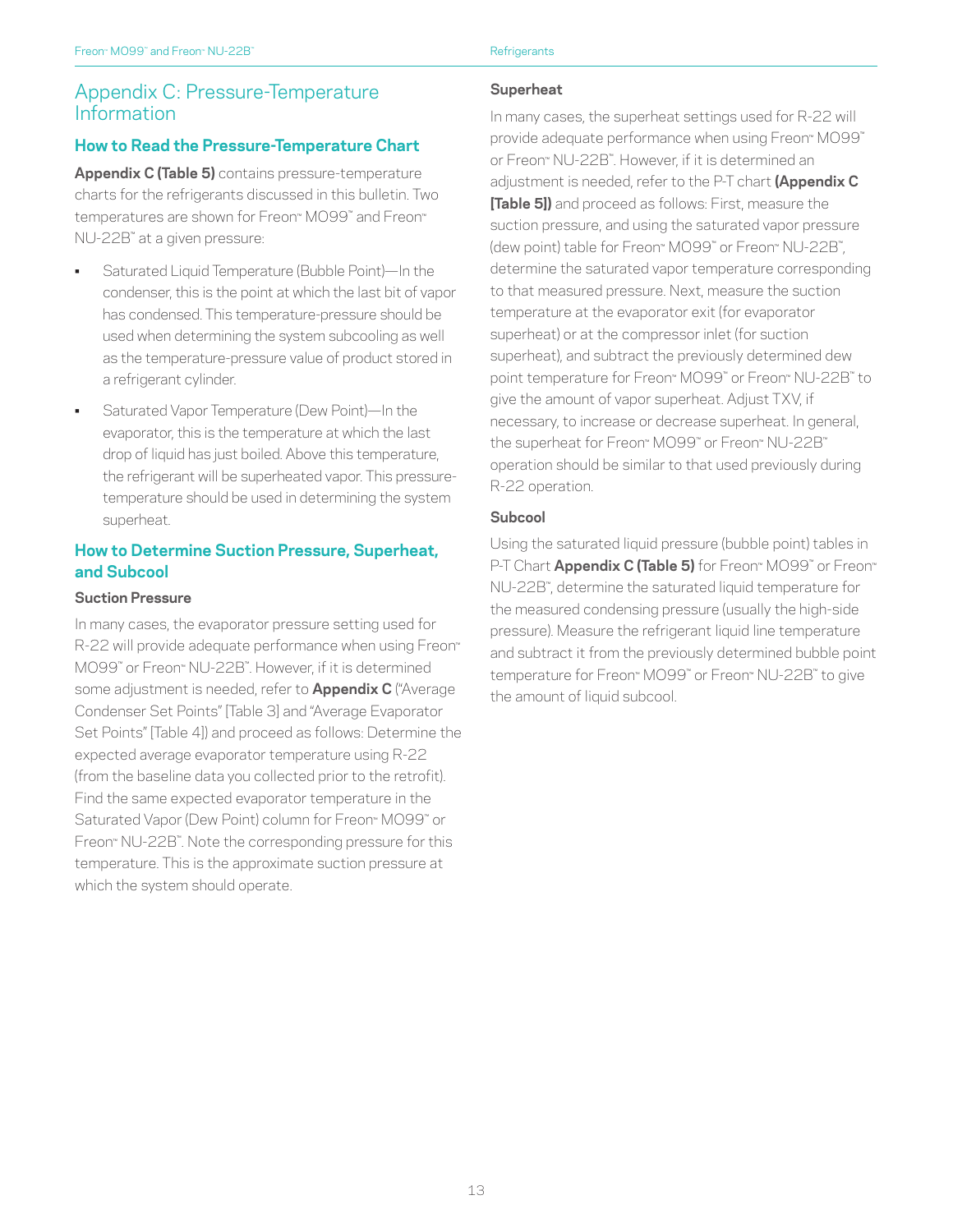# Appendix C: Pressure-Temperature Information

## How to Read the Pressure-Temperature Chart

**Appendix C (Table 5)** contains pressure-temperature charts for the refrigerants discussed in this bulletin. Two temperatures are shown for Freon™ MO99™ and Freon™ NU-22B™ at a given pressure:

- Saturated Liquid Temperature (Bubble Point)—In the condenser, this is the point at which the last bit of vapor has condensed. This temperature-pressure should be used when determining the system subcooling as well as the temperature-pressure value of product stored in a refrigerant cylinder.
- Saturated Vapor Temperature (Dew Point)—In the evaporator, this is the temperature at which the last drop of liquid has just boiled. Above this temperature, the refrigerant will be superheated vapor. This pressure-temperature should be used in determining the system superheat.

## How to Determine Suction Pressure, Superheat, and Subcool

### Suction Pressure

In many cases, the evaporator pressure setting used for R-22 will provide adequate performance when using Freon™ MO99™ or Freon™ NU-22B™. However, if it is determined some adjustment is needed, refer to **Appendix C** ("Average Condenser Set Points" [Table 3] and "Average Evaporator Set Points" [Table 4]) and proceed as follows: Determine the expected average evaporator temperature using R-22 (from the baseline data you collected prior to the retrofit). Find the same expected evaporator temperature in the Saturated Vapor (Dew Point) column for Freon™ MO99™ or Freon™ NU-22B™. Note the corresponding pressure for this temperature. This is the approximate suction pressure at which the system should operate.

### Superheat

In many cases, the superheat settings used for R-22 will provide adequate performance when using Freon™ MO99™ or Freon™ NU-22B™. However, if it is determined an adjustment is needed, refer to the P-T chart **(Appendix C [Table 5])** and proceed as follows: First, measure the suction pressure, and using the saturated vapor pressure (dew point) table for Freon™ MO99™ or Freon™ NU-22B™, determine the saturated vapor temperature corresponding to that measured pressure. Next, measure the suction temperature at the evaporator exit (for evaporator superheat) or at the compressor inlet (for suction superheat), and subtract the previously determined dew point temperature for Freon™ MO99™ or Freon™ NU-22B™ to give the amount of vapor superheat. Adjust TXV, if necessary, to increase or decrease superheat. In general, the superheat for Freon™ MO99™ or Freon™ NU-22B™ operation should be similar to that used previously during R-22 operation.

### Subcool

Using the saturated liquid pressure (bubble point) tables in P-T Chart **Appendix C (Table 5)** for Freon™ MO99™ or Freon™ NU-22B™, determine the saturated liquid temperature for the measured condensing pressure (usually the high-side pressure). Measure the refrigerant liquid line temperature and subtract it from the previously determined bubble point temperature for Freon™ MO99™ or Freon™ NU-22B™ to give the amount of liquid subcool.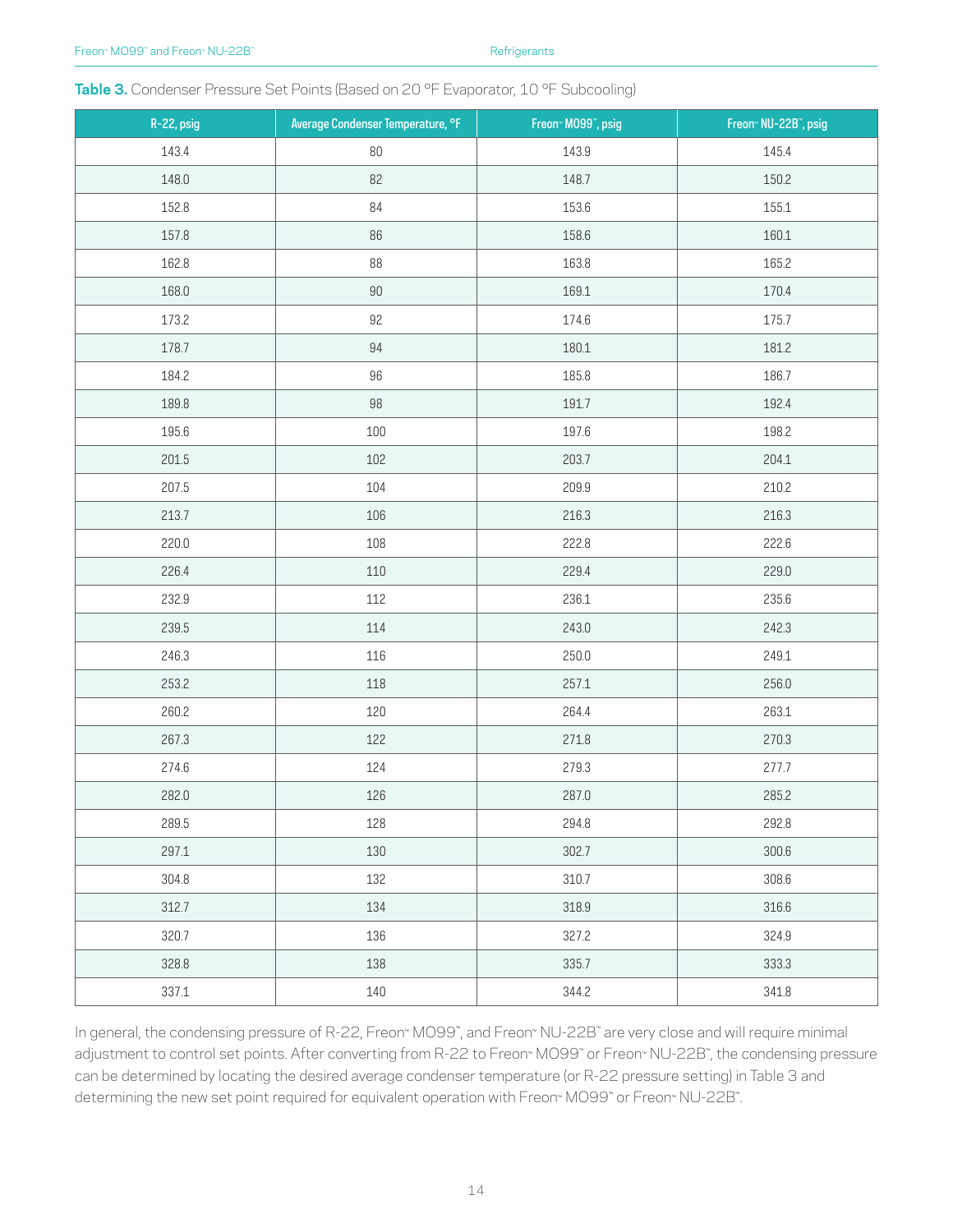**Table 3.** Condenser Pressure Set Points (Based on 20 °F Evaporator, 10 °F Subcooling)

| R-22, psig | Average Condenser Temperature, °F | Freon™ MO99™, psig | Freon™ NU-22B™, psig |
|---|---|---|---|
| 143.4 | 80 | 143.9 | 145.4 |
| 148.0 | 82 | 148.7 | 150.2 |
| 152.8 | 84 | 153.6 | 155.1 |
| 157.8 | 86 | 158.6 | 160.1 |
| 162.8 | 88 | 163.8 | 165.2 |
| 168.0 | 90 | 169.1 | 170.4 |
| 173.2 | 92 | 174.6 | 175.7 |
| 178.7 | 94 | 180.1 | 181.2 |
| 184.2 | 96 | 185.8 | 186.7 |
| 189.8 | 98 | 191.7 | 192.4 |
| 195.6 | 100 | 197.6 | 198.2 |
| 201.5 | 102 | 203.7 | 204.1 |
| 207.5 | 104 | 209.9 | 210.2 |
| 213.7 | 106 | 216.3 | 216.3 |
| 220.0 | 108 | 222.8 | 222.6 |
| 226.4 | 110 | 229.4 | 229.0 |
| 232.9 | 112 | 236.1 | 235.6 |
| 239.5 | 114 | 243.0 | 242.3 |
| 246.3 | 116 | 250.0 | 249.1 |
| 253.2 | 118 | 257.1 | 256.0 |
| 260.2 | 120 | 264.4 | 263.1 |
| 267.3 | 122 | 271.8 | 270.3 |
| 274.6 | 124 | 279.3 | 277.7 |
| 282.0 | 126 | 287.0 | 285.2 |
| 289.5 | 128 | 294.8 | 292.8 |
| 297.1 | 130 | 302.7 | 300.6 |
| 304.8 | 132 | 310.7 | 308.6 |
| 312.7 | 134 | 318.9 | 316.6 |
| 320.7 | 136 | 327.2 | 324.9 |
| 328.8 | 138 | 335.7 | 333.3 |
| 337.1 | 140 | 344.2 | 341.8 |

In general, the condensing pressure of R-22, Freon™ MO99™, and Freon™ NU-22B™ are very close and will require minimal adjustment to control set points. After converting from R-22 to Freon™ MO99™ or Freon™ NU-22B™, the condensing pressure can be determined by locating the desired average condenser temperature (or R-22 pressure setting) in Table 3 and determining the new set point required for equivalent operation with Freon™ MO99™ or Freon™ NU-22B™.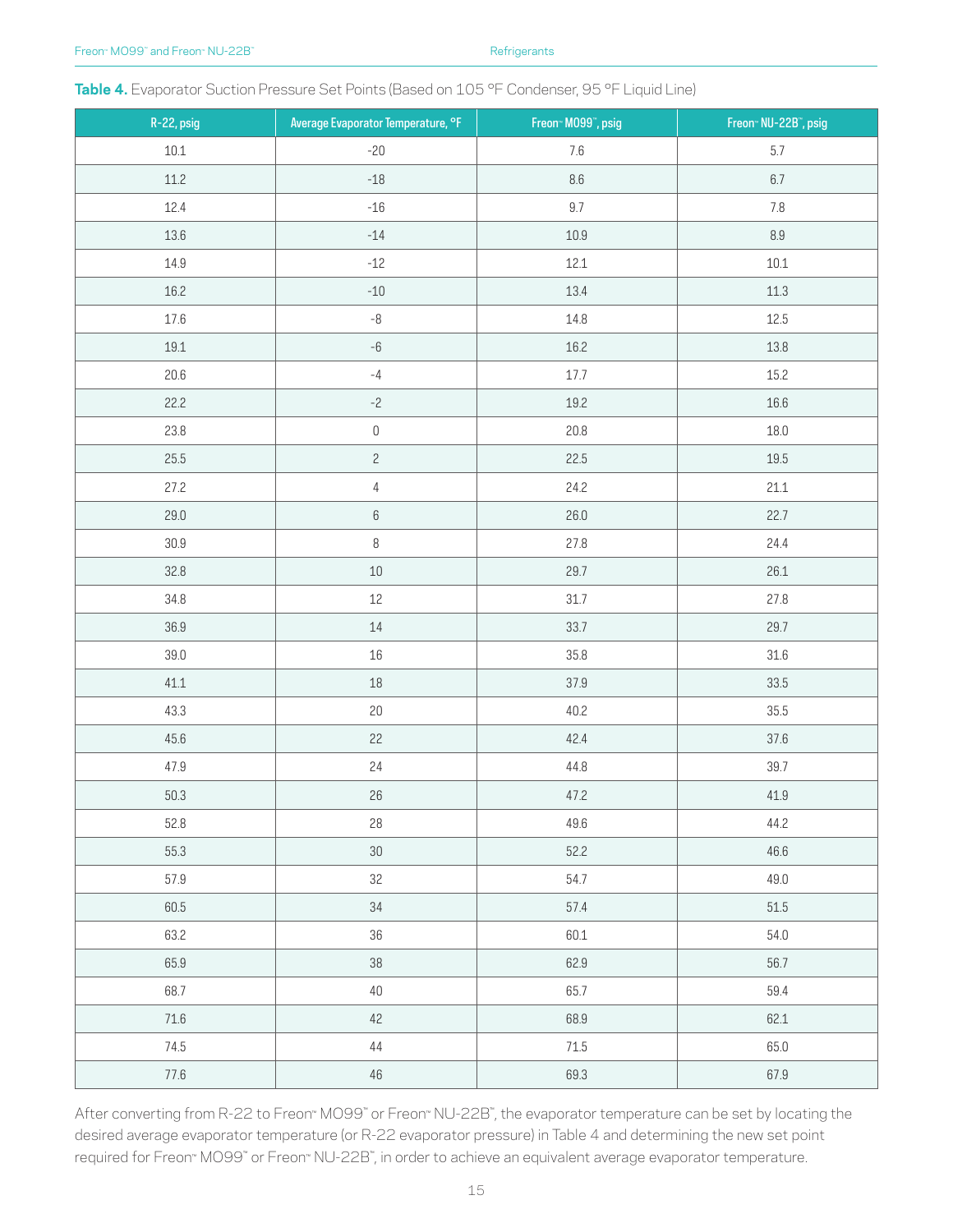**Table 4.** Evaporator Suction Pressure Set Points (Based on 105 °F Condenser, 95 °F Liquid Line)

| R-22, psig | Average Evaporator Temperature, °F | Freon™ MO99™, psig | Freon™ NU-22B™, psig |
|---|---|---|---|
| 10.1 | -20 | 7.6 | 5.7 |
| 11.2 | -18 | 8.6 | 6.7 |
| 12.4 | -16 | 9.7 | 7.8 |
| 13.6 | -14 | 10.9 | 8.9 |
| 14.9 | -12 | 12.1 | 10.1 |
| 16.2 | -10 | 13.4 | 11.3 |
| 17.6 | -8 | 14.8 | 12.5 |
| 19.1 | -6 | 16.2 | 13.8 |
| 20.6 | -4 | 17.7 | 15.2 |
| 22.2 | -2 | 19.2 | 16.6 |
| 23.8 | 0 | 20.8 | 18.0 |
| 25.5 | 2 | 22.5 | 19.5 |
| 27.2 | 4 | 24.2 | 21.1 |
| 29.0 | 6 | 26.0 | 22.7 |
| 30.9 | 8 | 27.8 | 24.4 |
| 32.8 | 10 | 29.7 | 26.1 |
| 34.8 | 12 | 31.7 | 27.8 |
| 36.9 | 14 | 33.7 | 29.7 |
| 39.0 | 16 | 35.8 | 31.6 |
| 41.1 | 18 | 37.9 | 33.5 |
| 43.3 | 20 | 40.2 | 35.5 |
| 45.6 | 22 | 42.4 | 37.6 |
| 47.9 | 24 | 44.8 | 39.7 |
| 50.3 | 26 | 47.2 | 41.9 |
| 52.8 | 28 | 49.6 | 44.2 |
| 55.3 | 30 | 52.2 | 46.6 |
| 57.9 | 32 | 54.7 | 49.0 |
| 60.5 | 34 | 57.4 | 51.5 |
| 63.2 | 36 | 60.1 | 54.0 |
| 65.9 | 38 | 62.9 | 56.7 |
| 68.7 | 40 | 65.7 | 59.4 |
| 71.6 | 42 | 68.9 | 62.1 |
| 74.5 | 44 | 71.5 | 65.0 |
| 77.6 | 46 | 69.3 | 67.9 |

After converting from R-22 to Freon™ MO99™ or Freon™ NU-22B™, the evaporator temperature can be set by locating the desired average evaporator temperature (or R-22 evaporator pressure) in Table 4 and determining the new set point required for Freon™ MO99™ or Freon™ NU-22B™, in order to achieve an equivalent average evaporator temperature.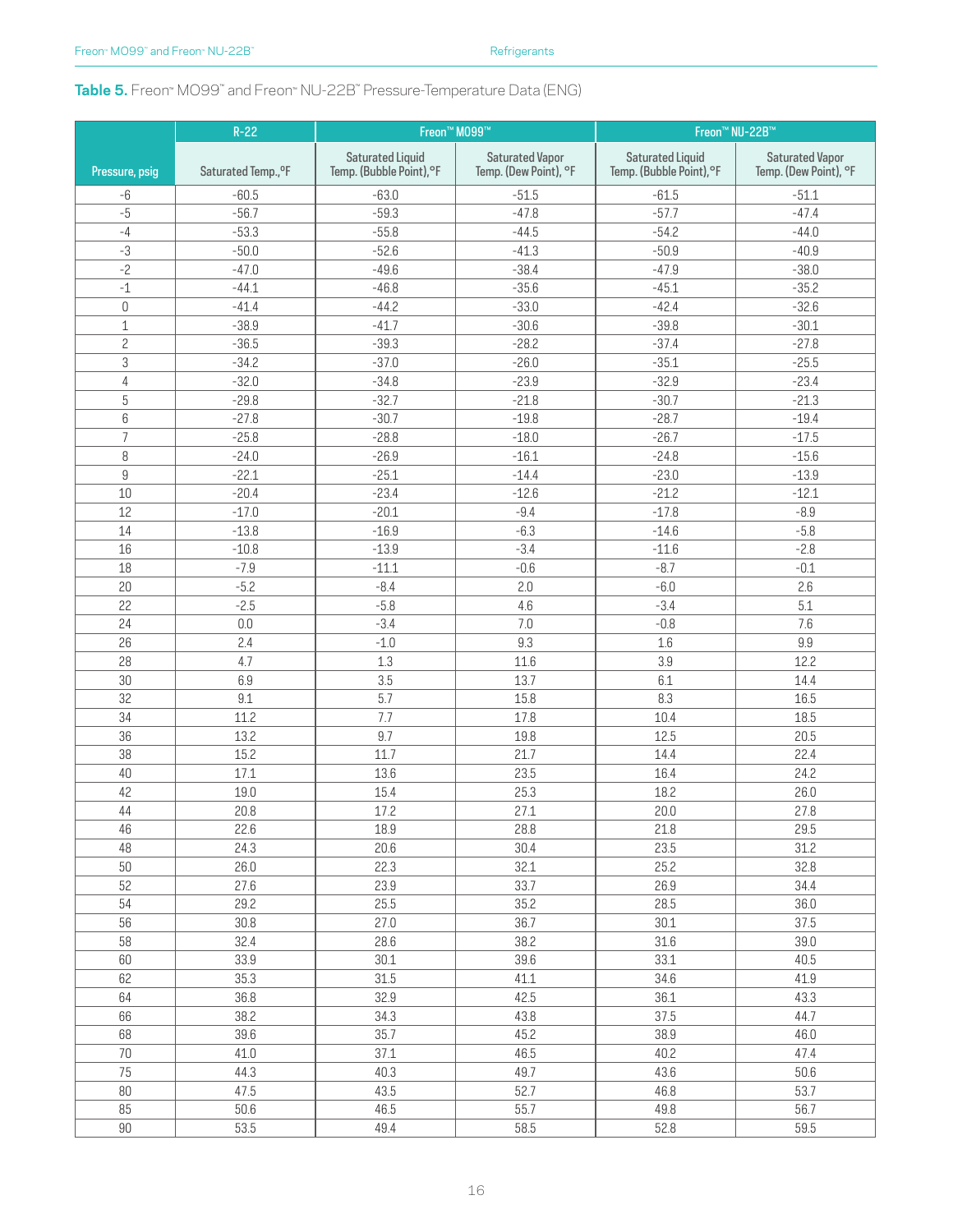**Table 5.** Freon™ MO99™ and Freon™ NU-22B™ Pressure-Temperature Data (ENG)

| | R-22 | Freon™ MO99™ | | Freon™ NU-22B™ | |
|---|---|---|---|---|---|
| Pressure, psig | Saturated Temp.,°F | Saturated Liquid Temp. (Bubble Point),°F | Saturated Vapor Temp. (Dew Point), °F | Saturated Liquid Temp. (Bubble Point),°F | Saturated Vapor Temp. (Dew Point), °F |
| -6 | -60.5 | -63.0 | -51.5 | -61.5 | -51.1 |
| -5 | -56.7 | -59.3 | -47.8 | -57.7 | -47.4 |
| -4 | -53.3 | -55.8 | -44.5 | -54.2 | -44.0 |
| -3 | -50.0 | -52.6 | -41.3 | -50.9 | -40.9 |
| -2 | -47.0 | -49.6 | -38.4 | -47.9 | -38.0 |
| -1 | -44.1 | -46.8 | -35.6 | -45.1 | -35.2 |
| 0 | -41.4 | -44.2 | -33.0 | -42.4 | -32.6 |
| 1 | -38.9 | -41.7 | -30.6 | -39.8 | -30.1 |
| 2 | -36.5 | -39.3 | -28.2 | -37.4 | -27.8 |
| 3 | -34.2 | -37.0 | -26.0 | -35.1 | -25.5 |
| 4 | -32.0 | -34.8 | -23.9 | -32.9 | -23.4 |
| 5 | -29.8 | -32.7 | -21.8 | -30.7 | -21.3 |
| 6 | -27.8 | -30.7 | -19.8 | -28.7 | -19.4 |
| 7 | -25.8 | -28.8 | -18.0 | -26.7 | -17.5 |
| 8 | -24.0 | -26.9 | -16.1 | -24.8 | -15.6 |
| 9 | -22.1 | -25.1 | -14.4 | -23.0 | -13.9 |
| 10 | -20.4 | -23.4 | -12.6 | -21.2 | -12.1 |
| 12 | -17.0 | -20.1 | -9.4 | -17.8 | -8.9 |
| 14 | -13.8 | -16.9 | -6.3 | -14.6 | -5.8 |
| 16 | -10.8 | -13.9 | -3.4 | -11.6 | -2.8 |
| 18 | -7.9 | -11.1 | -0.6 | -8.7 | -0.1 |
| 20 | -5.2 | -8.4 | 2.0 | -6.0 | 2.6 |
| 22 | -2.5 | -5.8 | 4.6 | -3.4 | 5.1 |
| 24 | 0.0 | -3.4 | 7.0 | -0.8 | 7.6 |
| 26 | 2.4 | -1.0 | 9.3 | 1.6 | 9.9 |
| 28 | 4.7 | 1.3 | 11.6 | 3.9 | 12.2 |
| 30 | 6.9 | 3.5 | 13.7 | 6.1 | 14.4 |
| 32 | 9.1 | 5.7 | 15.8 | 8.3 | 16.5 |
| 34 | 11.2 | 7.7 | 17.8 | 10.4 | 18.5 |
| 36 | 13.2 | 9.7 | 19.8 | 12.5 | 20.5 |
| 38 | 15.2 | 11.7 | 21.7 | 14.4 | 22.4 |
| 40 | 17.1 | 13.6 | 23.5 | 16.4 | 24.2 |
| 42 | 19.0 | 15.4 | 25.3 | 18.2 | 26.0 |
| 44 | 20.8 | 17.2 | 27.1 | 20.0 | 27.8 |
| 46 | 22.6 | 18.9 | 28.8 | 21.8 | 29.5 |
| 48 | 24.3 | 20.6 | 30.4 | 23.5 | 31.2 |
| 50 | 26.0 | 22.3 | 32.1 | 25.2 | 32.8 |
| 52 | 27.6 | 23.9 | 33.7 | 26.9 | 34.4 |
| 54 | 29.2 | 25.5 | 35.2 | 28.5 | 36.0 |
| 56 | 30.8 | 27.0 | 36.7 | 30.1 | 37.5 |
| 58 | 32.4 | 28.6 | 38.2 | 31.6 | 39.0 |
| 60 | 33.9 | 30.1 | 39.6 | 33.1 | 40.5 |
| 62 | 35.3 | 31.5 | 41.1 | 34.6 | 41.9 |
| 64 | 36.8 | 32.9 | 42.5 | 36.1 | 43.3 |
| 66 | 38.2 | 34.3 | 43.8 | 37.5 | 44.7 |
| 68 | 39.6 | 35.7 | 45.2 | 38.9 | 46.0 |
| 70 | 41.0 | 37.1 | 46.5 | 40.2 | 47.4 |
| 75 | 44.3 | 40.3 | 49.7 | 43.6 | 50.6 |
| 80 | 47.5 | 43.5 | 52.7 | 46.8 | 53.7 |
| 85 | 50.6 | 46.5 | 55.7 | 49.8 | 56.7 |
| 90 | 53.5 | 49.4 | 58.5 | 52.8 | 59.5 |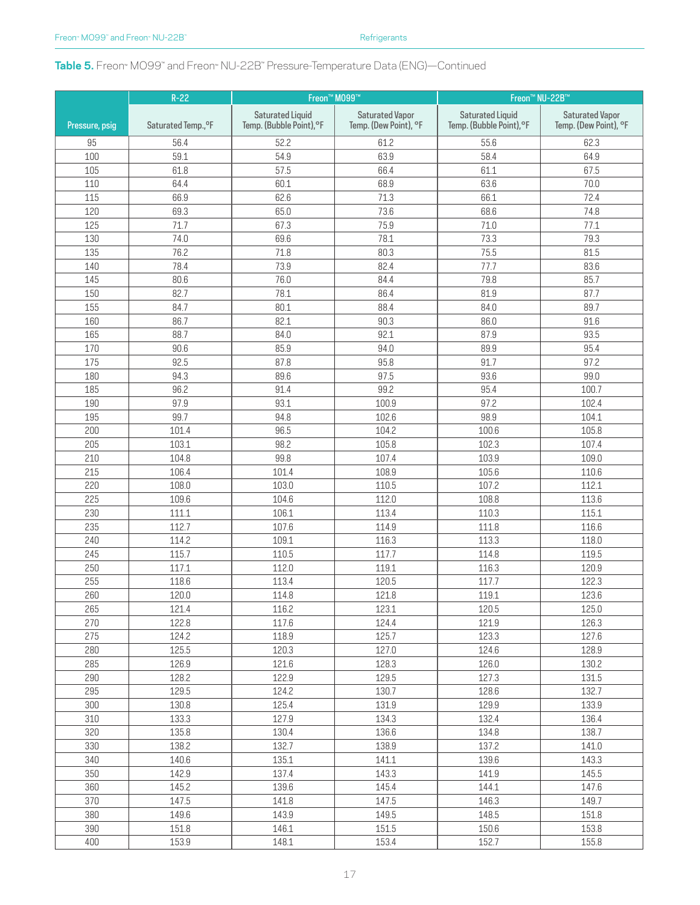**Table 5.** Freon™ MO99™ and Freon™ NU-22B™ Pressure-Temperature Data (ENG)—Continued

| | R-22 | Freon™ MO99™ | | Freon™ NU-22B™ | |
|---|---|---|---|---|---|
| Pressure, psig | Saturated Temp.,°F | Saturated Liquid Temp. (Bubble Point),°F | Saturated Vapor Temp. (Dew Point), °F | Saturated Liquid Temp. (Bubble Point),°F | Saturated Vapor Temp. (Dew Point), °F |
| 95 | 56.4 | 52.2 | 61.2 | 55.6 | 62.3 |
| 100 | 59.1 | 54.9 | 63.9 | 58.4 | 64.9 |
| 105 | 61.8 | 57.5 | 66.4 | 61.1 | 67.5 |
| 110 | 64.4 | 60.1 | 68.9 | 63.6 | 70.0 |
| 115 | 66.9 | 62.6 | 71.3 | 66.1 | 72.4 |
| 120 | 69.3 | 65.0 | 73.6 | 68.6 | 74.8 |
| 125 | 71.7 | 67.3 | 75.9 | 71.0 | 77.1 |
| 130 | 74.0 | 69.6 | 78.1 | 73.3 | 79.3 |
| 135 | 76.2 | 71.8 | 80.3 | 75.5 | 81.5 |
| 140 | 78.4 | 73.9 | 82.4 | 77.7 | 83.6 |
| 145 | 80.6 | 76.0 | 84.4 | 79.8 | 85.7 |
| 150 | 82.7 | 78.1 | 86.4 | 81.9 | 87.7 |
| 155 | 84.7 | 80.1 | 88.4 | 84.0 | 89.7 |
| 160 | 86.7 | 82.1 | 90.3 | 86.0 | 91.6 |
| 165 | 88.7 | 84.0 | 92.1 | 87.9 | 93.5 |
| 170 | 90.6 | 85.9 | 94.0 | 89.9 | 95.4 |
| 175 | 92.5 | 87.8 | 95.8 | 91.7 | 97.2 |
| 180 | 94.3 | 89.6 | 97.5 | 93.6 | 99.0 |
| 185 | 96.2 | 91.4 | 99.2 | 95.4 | 100.7 |
| 190 | 97.9 | 93.1 | 100.9 | 97.2 | 102.4 |
| 195 | 99.7 | 94.8 | 102.6 | 98.9 | 104.1 |
| 200 | 101.4 | 96.5 | 104.2 | 100.6 | 105.8 |
| 205 | 103.1 | 98.2 | 105.8 | 102.3 | 107.4 |
| 210 | 104.8 | 99.8 | 107.4 | 103.9 | 109.0 |
| 215 | 106.4 | 101.4 | 108.9 | 105.6 | 110.6 |
| 220 | 108.0 | 103.0 | 110.5 | 107.2 | 112.1 |
| 225 | 109.6 | 104.6 | 112.0 | 108.8 | 113.6 |
| 230 | 111.1 | 106.1 | 113.4 | 110.3 | 115.1 |
| 235 | 112.7 | 107.6 | 114.9 | 111.8 | 116.6 |
| 240 | 114.2 | 109.1 | 116.3 | 113.3 | 118.0 |
| 245 | 115.7 | 110.5 | 117.7 | 114.8 | 119.5 |
| 250 | 117.1 | 112.0 | 119.1 | 116.3 | 120.9 |
| 255 | 118.6 | 113.4 | 120.5 | 117.7 | 122.3 |
| 260 | 120.0 | 114.8 | 121.8 | 119.1 | 123.6 |
| 265 | 121.4 | 116.2 | 123.1 | 120.5 | 125.0 |
| 270 | 122.8 | 117.6 | 124.4 | 121.9 | 126.3 |
| 275 | 124.2 | 118.9 | 125.7 | 123.3 | 127.6 |
| 280 | 125.5 | 120.3 | 127.0 | 124.6 | 128.9 |
| 285 | 126.9 | 121.6 | 128.3 | 126.0 | 130.2 |
| 290 | 128.2 | 122.9 | 129.5 | 127.3 | 131.5 |
| 295 | 129.5 | 124.2 | 130.7 | 128.6 | 132.7 |
| 300 | 130.8 | 125.4 | 131.9 | 129.9 | 133.9 |
| 310 | 133.3 | 127.9 | 134.3 | 132.4 | 136.4 |
| 320 | 135.8 | 130.4 | 136.6 | 134.8 | 138.7 |
| 330 | 138.2 | 132.7 | 138.9 | 137.2 | 141.0 |
| 340 | 140.6 | 135.1 | 141.1 | 139.6 | 143.3 |
| 350 | 142.9 | 137.4 | 143.3 | 141.9 | 145.5 |
| 360 | 145.2 | 139.6 | 145.4 | 144.1 | 147.6 |
| 370 | 147.5 | 141.8 | 147.5 | 146.3 | 149.7 |
| 380 | 149.6 | 143.9 | 149.5 | 148.5 | 151.8 |
| 390 | 151.8 | 146.1 | 151.5 | 150.6 | 153.8 |
| 400 | 153.9 | 148.1 | 153.4 | 152.7 | 155.8 |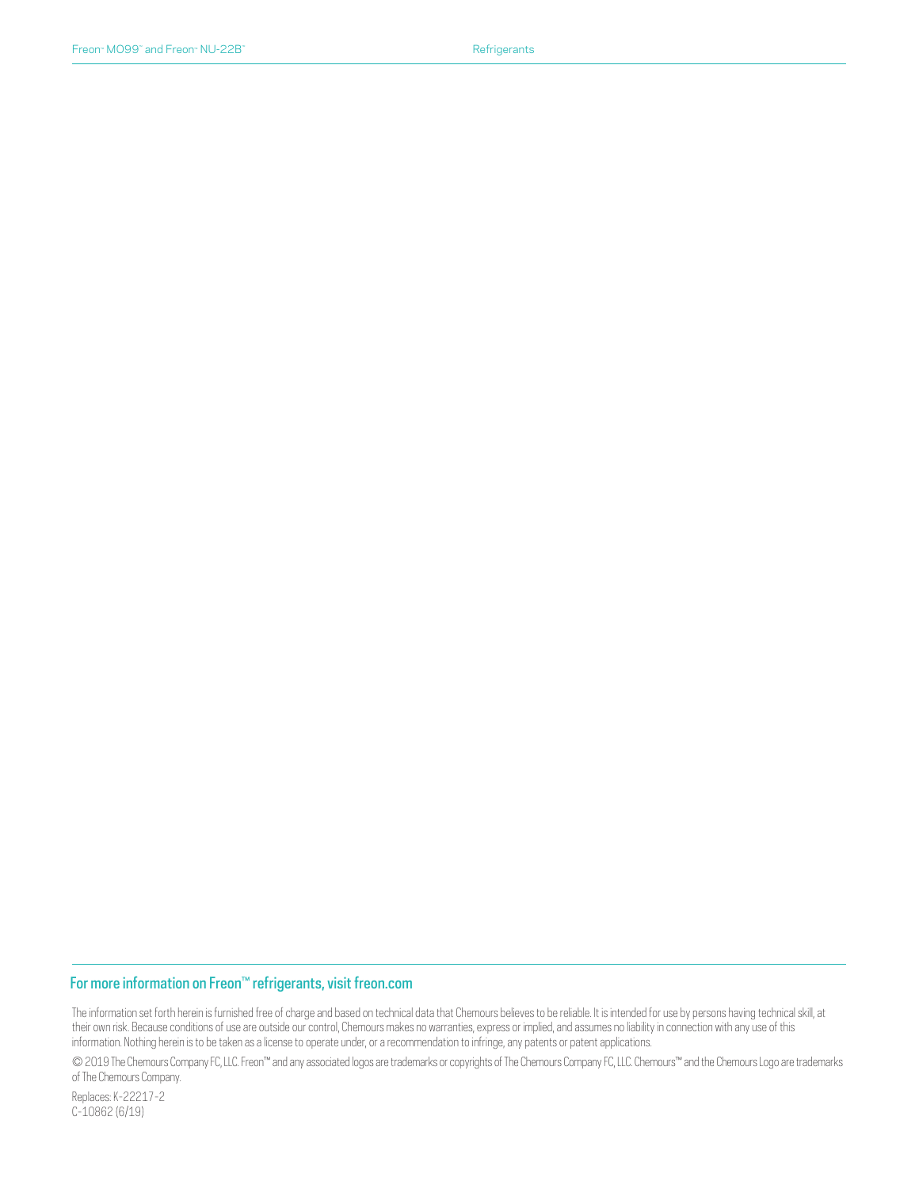## For more information on Freon™ refrigerants, visit freon.com

The information set forth herein is furnished free of charge and based on technical data that Chemours believes to be reliable. It is intended for use by persons having technical skill, at their own risk. Because conditions of use are outside our control, Chemours makes no warranties, express or implied, and assumes no liability in connection with any use of this information. Nothing herein is to be taken as a license to operate under, or a recommendation to infringe, any patents or patent applications.

© 2019 The Chemours Company FC, LLC. Freon™ and any associated logos are trademarks or copyrights of The Chemours Company FC, LLC. Chemours™ and the Chemours Logo are trademarks of The Chemours Company.

Replaces: K-22217-2
C-10862 (6/19)